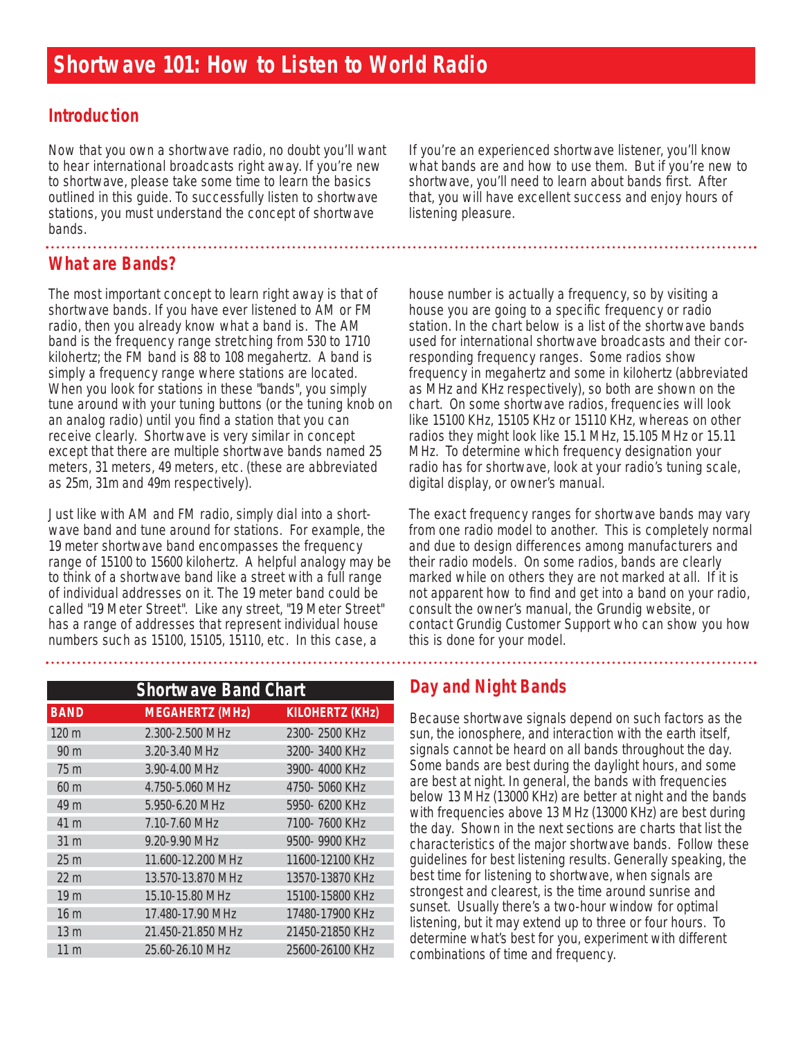# Shortwave 101: How to Listen to World Radio

## Introduction

Now that you own a shortwave radio, no doubt you'll want to hear international broadcasts right away. If you're new to shortwave, please take some time to learn the basics outlined in this guide. To successfully listen to shortwave stations, you must understand the concept of shortwave bands.

If you're an experienced shortwave listener, you'll know what bands are and how to use them. But if you're new to shortwave, you'll need to learn about bands first. After that, you will have excellent success and enjoy hours of listening pleasure.

## What are Bands?

The most important concept to learn right away is that of shortwave bands. If you have ever listened to AM or FM radio, then you already know what a band is. The AM band is the frequency range stretching from 530 to 1710 kilohertz; the FM band is 88 to 108 megahertz. A band is simply a frequency range where stations are located. When you look for stations in these "bands", you simply tune around with your tuning buttons (or the tuning knob on an analog radio) until you find a station that you can receive clearly. Shortwave is very similar in concept except that there are multiple shortwave bands named 25 meters, 31 meters, 49 meters, etc. (these are abbreviated as 25m, 31m and 49m respectively).

Just like with AM and FM radio, simply dial into a shortwave band and tune around for stations. For example, the 19 meter shortwave band encompasses the frequency range of 15100 to 15600 kilohertz. A helpful analogy may be to think of a shortwave band like a street with a full range of individual addresses on it. The 19 meter band could be called "19 Meter Street". Like any street, "19 Meter Street" has a range of addresses that represent individual house numbers such as 15100, 15105, 15110, etc. In this case, a house number is actually a frequency, so by visiting a house you are going to a specific frequency or radio station. In the chart below is a list of the shortwave bands used for international shortwave broadcasts and their corresponding frequency ranges. Some radios show frequency in megahertz and some in kilohertz (abbreviated as MHz and KHz respectively), so both are shown on the chart. On some shortwave radios, frequencies will look like 15100 KHz, 15105 KHz or 15110 KHz, whereas on other radios they might look like 15.1 MHz, 15.105 MHz or 15.11 MHz. To determine which frequency designation your radio has for shortwave, look at your radio's tuning scale, digital display, or owner's manual.

The exact frequency ranges for shortwave bands may vary from one radio model to another. This is completely normal and due to design differences among manufacturers and their radio models. On some radios, bands are clearly marked while on others they are not marked at all. If it is not apparent how to find and get into a band on your radio, consult the owner's manual, the Grundig website, or contact Grundig Customer Support who can show you how this is done for your model.

**Shortwave Band Chart**

| BAND | MEGAHERTZ (MHz) | KILOHERTZ (KHz) |
|---|---|---|
| 120 m | 2.300-2.500 MHz | 2300- 2500 KHz |
| 90 m | 3.20-3.40 MHz | 3200- 3400 KHz |
| 75 m | 3.90-4.00 MHz | 3900- 4000 KHz |
| 60 m | 4.750-5.060 MHz | 4750- 5060 KHz |
| 49 m | 5.950-6.20 MHz | 5950- 6200 KHz |
| 41 m | 7.10-7.60 MHz | 7100- 7600 KHz |
| 31 m | 9.20-9.90 MHz | 9500- 9900 KHz |
| 25 m | 11.600-12.200 MHz | 11600-12100 KHz |
| 22 m | 13.570-13.870 MHz | 13570-13870 KHz |
| 19 m | 15.10-15.80 MHz | 15100-15800 KHz |
| 16 m | 17.480-17.90 MHz | 17480-17900 KHz |
| 13 m | 21.450-21.850 MHz | 21450-21850 KHz |
| 11 m | 25.60-26.10 MHz | 25600-26100 KHz |

## Day and Night Bands

Because shortwave signals depend on such factors as the sun, the ionosphere, and interaction with the earth itself, signals cannot be heard on all bands throughout the day. Some bands are best during the daylight hours, and some are best at night. In general, the bands with frequencies below 13 MHz (13000 KHz) are better at night and the bands with frequencies above 13 MHz (13000 KHz) are best during the day. Shown in the next sections are charts that list the characteristics of the major shortwave bands. Follow these guidelines for best listening results. Generally speaking, the best time for listening to shortwave, when signals are strongest and clearest, is the time around sunrise and sunset. Usually there's a two-hour window for optimal listening, but it may extend up to three or four hours. To determine what's best for you, experiment with different combinations of time and frequency.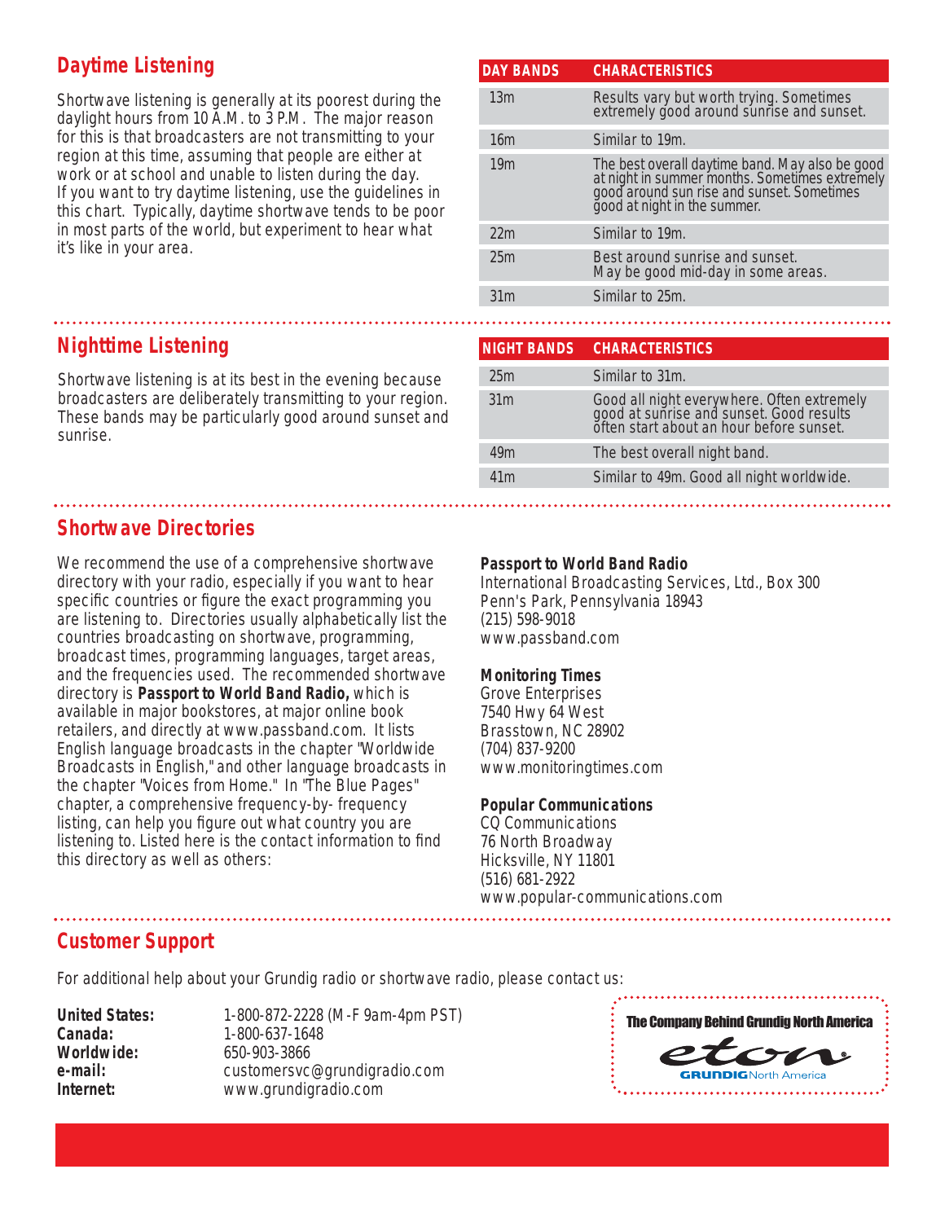## Daytime Listening

Shortwave listening is generally at its poorest during the daylight hours from 10 A.M. to 3 P.M. The major reason for this is that broadcasters are not transmitting to your region at this time, assuming that people are either at work or at school and unable to listen during the day. If you want to try daytime listening, use the guidelines in this chart. Typically, daytime shortwave tends to be poor in most parts of the world, but experiment to hear what it's like in your area.

| DAY BANDS | CHARACTERISTICS |
| --- | --- |
| 13m | Results vary but worth trying. Sometimes extremely good around sunrise and sunset. |
| 16m | Similar to 19m. |
| 19m | The best overall daytime band. May also be good at night in summer months. Sometimes extremely good around sun rise and sunset. Sometimes good at night in the summer. |
| 22m | Similar to 19m. |
| 25m | Best around sunrise and sunset. May be good mid-day in some areas. |
| 31m | Similar to 25m. |

## Nighttime Listening

Shortwave listening is at its best in the evening because broadcasters are deliberately transmitting to your region. These bands may be particularly good around sunset and sunrise.

| NIGHT BANDS | CHARACTERISTICS |
| --- | --- |
| 25m | Similar to 31m. |
| 31m | Good all night everywhere. Often extremely good at sunrise and sunset. Good results often start about an hour before sunset. |
| 49m | The best overall night band. |
| 41m | Similar to 49m. Good all night worldwide. |

## Shortwave Directories

We recommend the use of a comprehensive shortwave directory with your radio, especially if you want to hear specific countries or figure the exact programming you are listening to. Directories usually alphabetically list the countries broadcasting on shortwave, programming, broadcast times, programming languages, target areas, and the frequencies used. The recommended shortwave directory is **Passport to World Band Radio,** which is available in major bookstores, at major online book retailers, and directly at www.passband.com. It lists English language broadcasts in the chapter "Worldwide Broadcasts in English," and other language broadcasts in the chapter "Voices from Home." In "The Blue Pages" chapter, a comprehensive frequency-by- frequency listing, can help you figure out what country you are listening to. Listed here is the contact information to find this directory as well as others:

**Passport to World Band Radio**
International Broadcasting Services, Ltd., Box 300
Penn's Park, Pennsylvania 18943
(215) 598-9018
www.passband.com

**Monitoring Times**
Grove Enterprises
7540 Hwy 64 West
Brasstown, NC 28902
(704) 837-9200
www.monitoringtimes.com

**Popular Communications**
CQ Communications
76 North Broadway
Hicksville, NY 11801
(516) 681-2922
www.popular-communications.com

## Customer Support

For additional help about your Grundig radio or shortwave radio, please contact us:

**United States:** 1-800-872-2228 (M-F 9am-4pm PST)
**Canada:** 1-800-637-1648
**Worldwide:** 650-903-3866
**e-mail:** customersvc@grundigradio.com
**Internet:** www.grundigradio.com

The Company Behind Grundig North America

eton

GRUNDIG North America